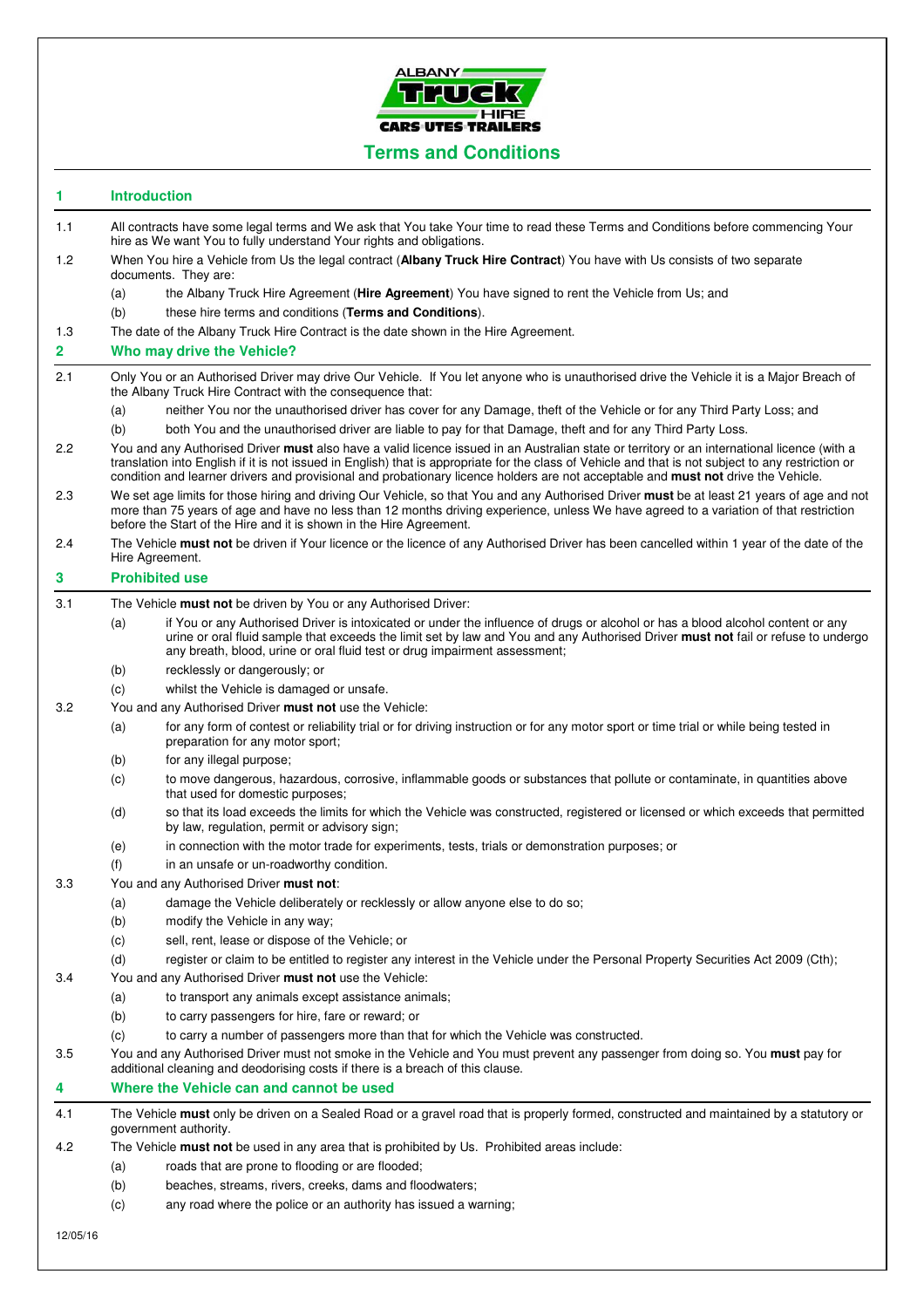# Terms and Conditions

## 1 Introduction

1.1 All contracts have some legal terms and We ask that You take Your time to read these Terms and Conditions before commencing Your hire as We want You to fully understand Your rights and obligations.

1.2 When You hire a Vehicle from Us the legal contract (**Albany Truck Hire Contract**) You have with Us consists of two separate documents. They are:

(a) the Albany Truck Hire Agreement (**Hire Agreement**) You have signed to rent the Vehicle from Us; and

(b) these hire terms and conditions (**Terms and Conditions**).

1.3 The date of the Albany Truck Hire Contract is the date shown in the Hire Agreement.

## 2 Who may drive the Vehicle?

2.1 Only You or an Authorised Driver may drive Our Vehicle. If You let anyone who is unauthorised drive the Vehicle it is a Major Breach of the Albany Truck Hire Contract with the consequence that:

(a) neither You nor the unauthorised driver has cover for any Damage, theft of the Vehicle or for any Third Party Loss; and

(b) both You and the unauthorised driver are liable to pay for that Damage, theft and for any Third Party Loss.

2.2 You and any Authorised Driver **must** also have a valid licence issued in an Australian state or territory or an international licence (with a translation into English if it is not issued in English) that is appropriate for the class of Vehicle and that is not subject to any restriction or condition and learner drivers and provisional and probationary licence holders are not acceptable and **must not** drive the Vehicle.

2.3 We set age limits for those hiring and driving Our Vehicle, so that You and any Authorised Driver **must** be at least 21 years of age and not more than 75 years of age and have no less than 12 months driving experience, unless We have agreed to a variation of that restriction before the Start of the Hire and it is shown in the Hire Agreement.

2.4 The Vehicle **must not** be driven if Your licence or the licence of any Authorised Driver has been cancelled within 1 year of the date of the Hire Agreement.

## 3 Prohibited use

3.1 The Vehicle **must not** be driven by You or any Authorised Driver:

(a) if You or any Authorised Driver is intoxicated or under the influence of drugs or alcohol or has a blood alcohol content or any urine or oral fluid sample that exceeds the limit set by law and You and any Authorised Driver **must not** fail or refuse to undergo any breath, blood, urine or oral fluid test or drug impairment assessment;

(b) recklessly or dangerously; or

(c) whilst the Vehicle is damaged or unsafe.

3.2 You and any Authorised Driver **must not** use the Vehicle:

(a) for any form of contest or reliability trial or for driving instruction or for any motor sport or time trial or while being tested in preparation for any motor sport;

(b) for any illegal purpose;

(c) to move dangerous, hazardous, corrosive, inflammable goods or substances that pollute or contaminate, in quantities above that used for domestic purposes;

(d) so that its load exceeds the limits for which the Vehicle was constructed, registered or licensed or which exceeds that permitted by law, regulation, permit or advisory sign;

(e) in connection with the motor trade for experiments, tests, trials or demonstration purposes; or

(f) in an unsafe or un-roadworthy condition.

3.3 You and any Authorised Driver **must not**:

(a) damage the Vehicle deliberately or recklessly or allow anyone else to do so;

(b) modify the Vehicle in any way;

(c) sell, rent, lease or dispose of the Vehicle; or

(d) register or claim to be entitled to register any interest in the Vehicle under the Personal Property Securities Act 2009 (Cth);

3.4 You and any Authorised Driver **must not** use the Vehicle:

(a) to transport any animals except assistance animals;

(b) to carry passengers for hire, fare or reward; or

(c) to carry a number of passengers more than that for which the Vehicle was constructed.

3.5 You and any Authorised Driver must not smoke in the Vehicle and You must prevent any passenger from doing so. You **must** pay for additional cleaning and deodorising costs if there is a breach of this clause.

## 4 Where the Vehicle can and cannot be used

4.1 The Vehicle **must** only be driven on a Sealed Road or a gravel road that is properly formed, constructed and maintained by a statutory or government authority.

4.2 The Vehicle **must not** be used in any area that is prohibited by Us. Prohibited areas include:

(a) roads that are prone to flooding or are flooded;

(b) beaches, streams, rivers, creeks, dams and floodwaters;

(c) any road where the police or an authority has issued a warning;

12/05/16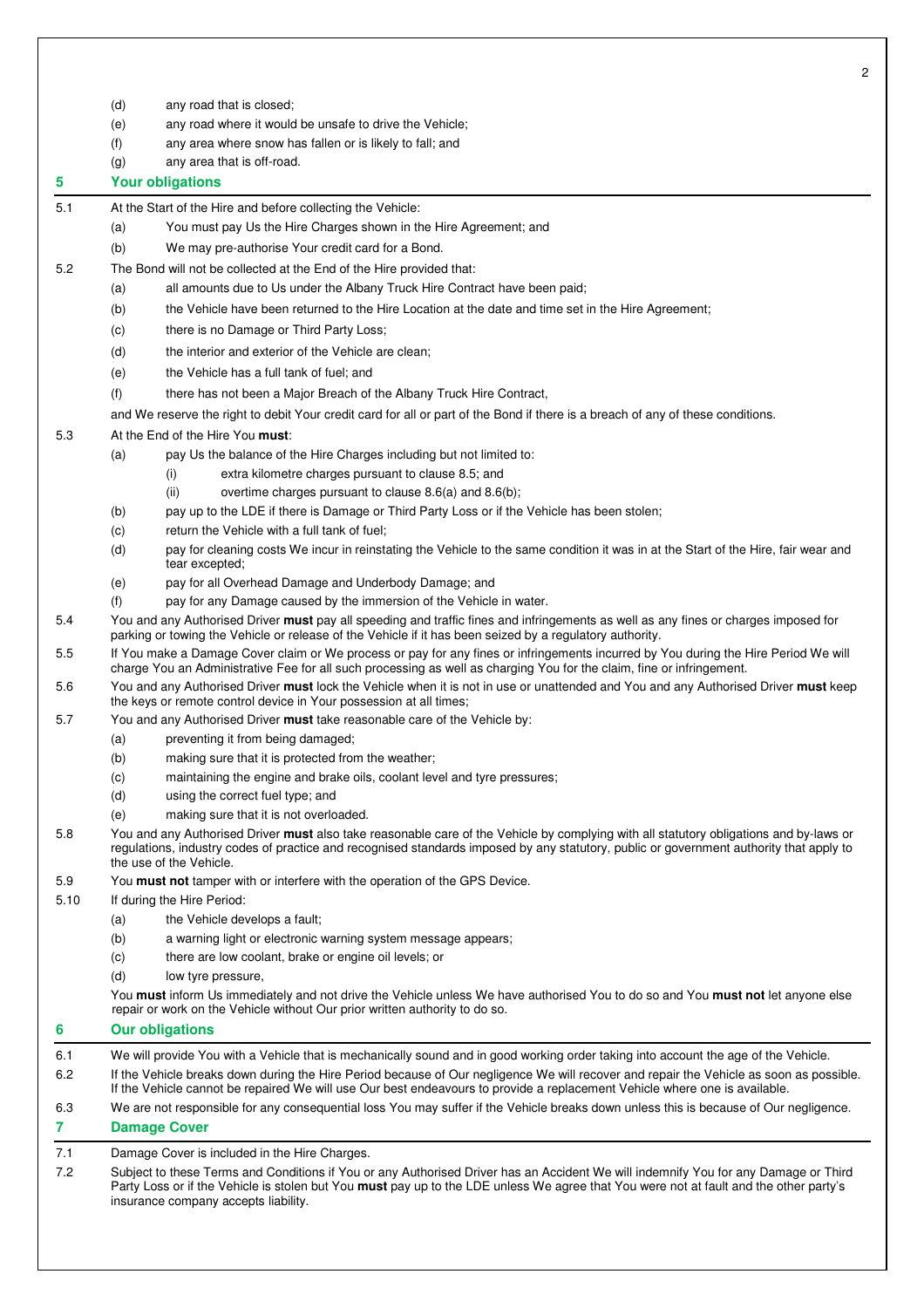(d) any road that is closed;

(e) any road where it would be unsafe to drive the Vehicle;

(f) any area where snow has fallen or is likely to fall; and

(g) any area that is off-road.

## 5 Your obligations

5.1 At the Start of the Hire and before collecting the Vehicle:

(a) You must pay Us the Hire Charges shown in the Hire Agreement; and

(b) We may pre-authorise Your credit card for a Bond.

5.2 The Bond will not be collected at the End of the Hire provided that:

(a) all amounts due to Us under the Albany Truck Hire Contract have been paid;

(b) the Vehicle have been returned to the Hire Location at the date and time set in the Hire Agreement;

(c) there is no Damage or Third Party Loss;

(d) the interior and exterior of the Vehicle are clean;

(e) the Vehicle has a full tank of fuel; and

(f) there has not been a Major Breach of the Albany Truck Hire Contract,

and We reserve the right to debit Your credit card for all or part of the Bond if there is a breach of any of these conditions.

5.3 At the End of the Hire You **must**:

(a) pay Us the balance of the Hire Charges including but not limited to:

(i) extra kilometre charges pursuant to clause 8.5; and

(ii) overtime charges pursuant to clause 8.6(a) and 8.6(b);

(b) pay up to the LDE if there is Damage or Third Party Loss or if the Vehicle has been stolen;

(c) return the Vehicle with a full tank of fuel;

(d) pay for cleaning costs We incur in reinstating the Vehicle to the same condition it was in at the Start of the Hire, fair wear and tear excepted;

(e) pay for all Overhead Damage and Underbody Damage; and

(f) pay for any Damage caused by the immersion of the Vehicle in water.

5.4 You and any Authorised Driver **must** pay all speeding and traffic fines and infringements as well as any fines or charges imposed for parking or towing the Vehicle or release of the Vehicle if it has been seized by a regulatory authority.

5.5 If You make a Damage Cover claim or We process or pay for any fines or infringements incurred by You during the Hire Period We will charge You an Administrative Fee for all such processing as well as charging You for the claim, fine or infringement.

5.6 You and any Authorised Driver **must** lock the Vehicle when it is not in use or unattended and You and any Authorised Driver **must** keep the keys or remote control device in Your possession at all times;

5.7 You and any Authorised Driver **must** take reasonable care of the Vehicle by:

(a) preventing it from being damaged;

(b) making sure that it is protected from the weather;

(c) maintaining the engine and brake oils, coolant level and tyre pressures;

(d) using the correct fuel type; and

(e) making sure that it is not overloaded.

5.8 You and any Authorised Driver **must** also take reasonable care of the Vehicle by complying with all statutory obligations and by-laws or regulations, industry codes of practice and recognised standards imposed by any statutory, public or government authority that apply to the use of the Vehicle.

5.9 You **must not** tamper with or interfere with the operation of the GPS Device.

5.10 If during the Hire Period:

(a) the Vehicle develops a fault;

(b) a warning light or electronic warning system message appears;

(c) there are low coolant, brake or engine oil levels; or

(d) low tyre pressure,

You **must** inform Us immediately and not drive the Vehicle unless We have authorised You to do so and You **must not** let anyone else repair or work on the Vehicle without Our prior written authority to do so.

## 6 Our obligations

6.1 We will provide You with a Vehicle that is mechanically sound and in good working order taking into account the age of the Vehicle.

6.2 If the Vehicle breaks down during the Hire Period because of Our negligence We will recover and repair the Vehicle as soon as possible. If the Vehicle cannot be repaired We will use Our best endeavours to provide a replacement Vehicle where one is available.

6.3 We are not responsible for any consequential loss You may suffer if the Vehicle breaks down unless this is because of Our negligence.

## 7 Damage Cover

7.1 Damage Cover is included in the Hire Charges.

7.2 Subject to these Terms and Conditions if You or any Authorised Driver has an Accident We will indemnify You for any Damage or Third Party Loss or if the Vehicle is stolen but You **must** pay up to the LDE unless We agree that You were not at fault and the other party's insurance company accepts liability.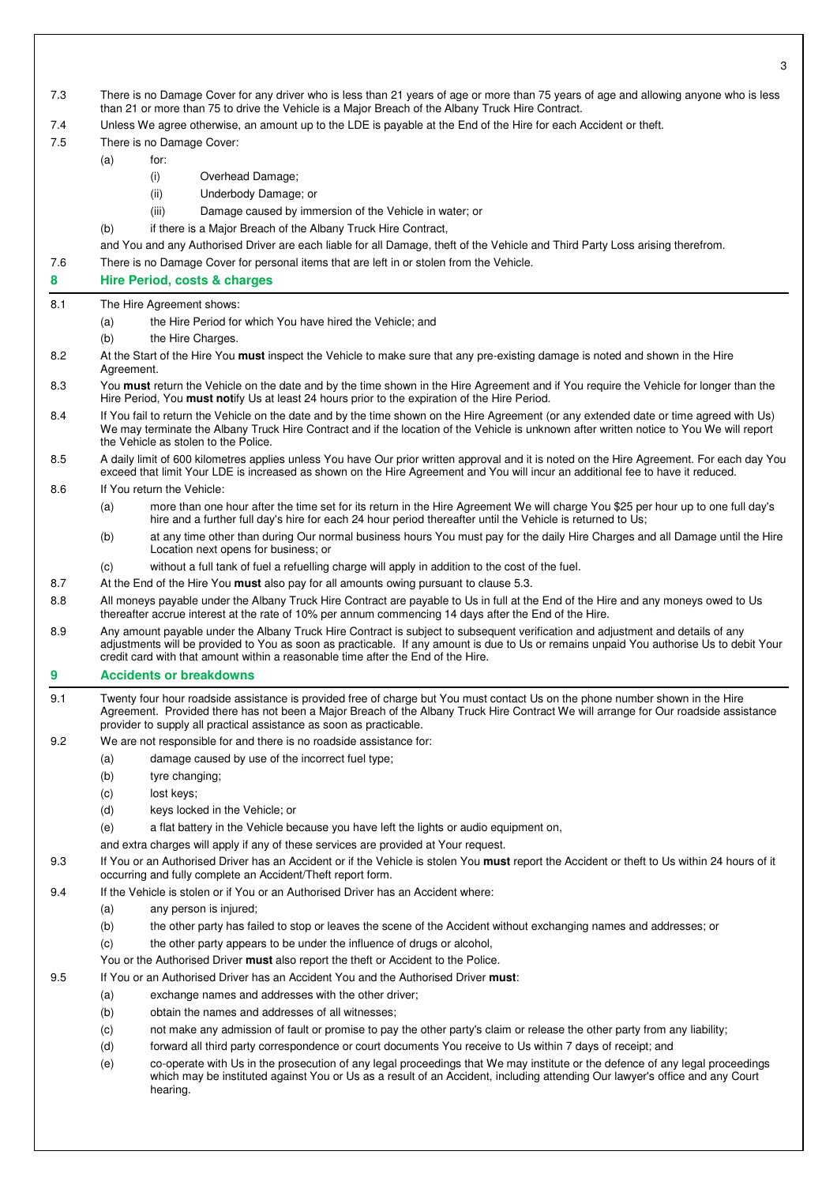7.3 There is no Damage Cover for any driver who is less than 21 years of age or more than 75 years of age and allowing anyone who is less than 21 or more than 75 to drive the Vehicle is a Major Breach of the Albany Truck Hire Contract.

7.4 Unless We agree otherwise, an amount up to the LDE is payable at the End of the Hire for each Accident or theft.

7.5 There is no Damage Cover:

- (a) for:
  - (i) Overhead Damage;
  - (ii) Underbody Damage; or
  - (iii) Damage caused by immersion of the Vehicle in water; or
- (b) if there is a Major Breach of the Albany Truck Hire Contract,

and You and any Authorised Driver are each liable for all Damage, theft of the Vehicle and Third Party Loss arising therefrom.

7.6 There is no Damage Cover for personal items that are left in or stolen from the Vehicle.

## 8 Hire Period, costs & charges

8.1 The Hire Agreement shows:

- (a) the Hire Period for which You have hired the Vehicle; and
- (b) the Hire Charges.

8.2 At the Start of the Hire You **must** inspect the Vehicle to make sure that any pre-existing damage is noted and shown in the Hire Agreement.

8.3 You **must** return the Vehicle on the date and by the time shown in the Hire Agreement and if You require the Vehicle for longer than the Hire Period, You **must not**ify Us at least 24 hours prior to the expiration of the Hire Period.

8.4 If You fail to return the Vehicle on the date and by the time shown on the Hire Agreement (or any extended date or time agreed with Us) We may terminate the Albany Truck Hire Contract and if the location of the Vehicle is unknown after written notice to You We will report the Vehicle as stolen to the Police.

8.5 A daily limit of 600 kilometres applies unless You have Our prior written approval and it is noted on the Hire Agreement. For each day You exceed that limit Your LDE is increased as shown on the Hire Agreement and You will incur an additional fee to have it reduced.

8.6 If You return the Vehicle:

- (a) more than one hour after the time set for its return in the Hire Agreement We will charge You $25 per hour up to one full day's hire and a further full day's hire for each 24 hour period thereafter until the Vehicle is returned to Us;
- (b) at any time other than during Our normal business hours You must pay for the daily Hire Charges and all Damage until the Hire Location next opens for business; or
- (c) without a full tank of fuel a refuelling charge will apply in addition to the cost of the fuel.

8.7 At the End of the Hire You **must** also pay for all amounts owing pursuant to clause 5.3.

8.8 All moneys payable under the Albany Truck Hire Contract are payable to Us in full at the End of the Hire and any moneys owed to Us thereafter accrue interest at the rate of 10% per annum commencing 14 days after the End of the Hire.

8.9 Any amount payable under the Albany Truck Hire Contract is subject to subsequent verification and adjustment and details of any adjustments will be provided to You as soon as practicable. If any amount is due to Us or remains unpaid You authorise Us to debit Your credit card with that amount within a reasonable time after the End of the Hire.

## 9 Accidents or breakdowns

9.1 Twenty four hour roadside assistance is provided free of charge but You must contact Us on the phone number shown in the Hire Agreement. Provided there has not been a Major Breach of the Albany Truck Hire Contract We will arrange for Our roadside assistance provider to supply all practical assistance as soon as practicable.

9.2 We are not responsible for and there is no roadside assistance for:

- (a) damage caused by use of the incorrect fuel type;
- (b) tyre changing;
- (c) lost keys;
- (d) keys locked in the Vehicle; or
- (e) a flat battery in the Vehicle because you have left the lights or audio equipment on,

and extra charges will apply if any of these services are provided at Your request.

9.3 If You or an Authorised Driver has an Accident or if the Vehicle is stolen You **must** report the Accident or theft to Us within 24 hours of it occurring and fully complete an Accident/Theft report form.

9.4 If the Vehicle is stolen or if You or an Authorised Driver has an Accident where:

- (a) any person is injured;
- (b) the other party has failed to stop or leaves the scene of the Accident without exchanging names and addresses; or
- (c) the other party appears to be under the influence of drugs or alcohol,

You or the Authorised Driver **must** also report the theft or Accident to the Police.

9.5 If You or an Authorised Driver has an Accident You and the Authorised Driver **must**:

- (a) exchange names and addresses with the other driver;
- (b) obtain the names and addresses of all witnesses;
- (c) not make any admission of fault or promise to pay the other party's claim or release the other party from any liability;
- (d) forward all third party correspondence or court documents You receive to Us within 7 days of receipt; and
- (e) co-operate with Us in the prosecution of any legal proceedings that We may institute or the defence of any legal proceedings which may be instituted against You or Us as a result of an Accident, including attending Our lawyer's office and any Court hearing.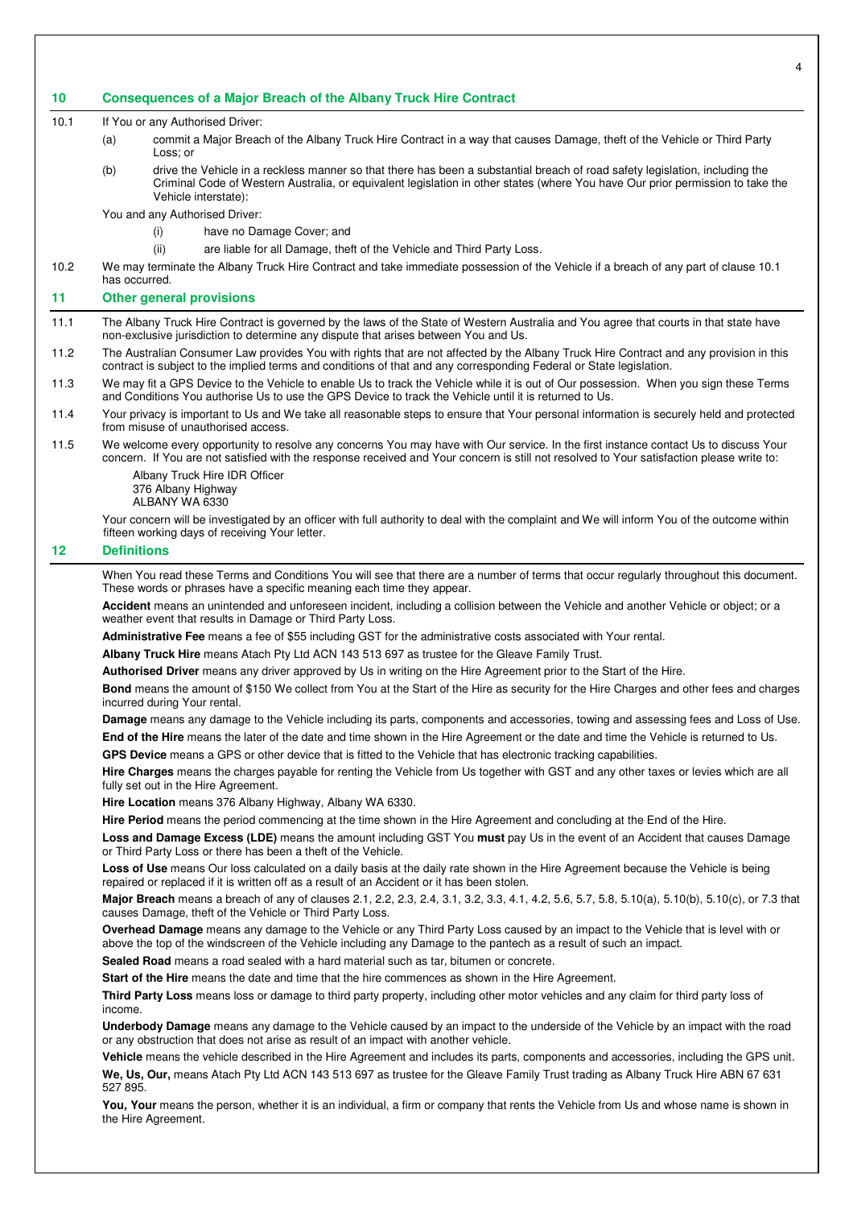## 10 Consequences of a Major Breach of the Albany Truck Hire Contract

10.1 If You or any Authorised Driver:

(a) commit a Major Breach of the Albany Truck Hire Contract in a way that causes Damage, theft of the Vehicle or Third Party Loss; or

(b) drive the Vehicle in a reckless manner so that there has been a substantial breach of road safety legislation, including the Criminal Code of Western Australia, or equivalent legislation in other states (where You have Our prior permission to take the Vehicle interstate):

You and any Authorised Driver:

(i) have no Damage Cover; and

(ii) are liable for all Damage, theft of the Vehicle and Third Party Loss.

10.2 We may terminate the Albany Truck Hire Contract and take immediate possession of the Vehicle if a breach of any part of clause 10.1 has occurred.

## 11 Other general provisions

11.1 The Albany Truck Hire Contract is governed by the laws of the State of Western Australia and You agree that courts in that state have non-exclusive jurisdiction to determine any dispute that arises between You and Us.

11.2 The Australian Consumer Law provides You with rights that are not affected by the Albany Truck Hire Contract and any provision in this contract is subject to the implied terms and conditions of that and any corresponding Federal or State legislation.

11.3 We may fit a GPS Device to the Vehicle to enable Us to track the Vehicle while it is out of Our possession. When you sign these Terms and Conditions You authorise Us to use the GPS Device to track the Vehicle until it is returned to Us.

11.4 Your privacy is important to Us and We take all reasonable steps to ensure that Your personal information is securely held and protected from misuse of unauthorised access.

11.5 We welcome every opportunity to resolve any concerns You may have with Our service. In the first instance contact Us to discuss Your concern. If You are not satisfied with the response received and Your concern is still not resolved to Your satisfaction please write to:

Albany Truck Hire IDR Officer
376 Albany Highway
ALBANY WA 6330

Your concern will be investigated by an officer with full authority to deal with the complaint and We will inform You of the outcome within fifteen working days of receiving Your letter.

## 12 Definitions

When You read these Terms and Conditions You will see that there are a number of terms that occur regularly throughout this document. These words or phrases have a specific meaning each time they appear.

**Accident** means an unintended and unforeseen incident, including a collision between the Vehicle and another Vehicle or object; or a weather event that results in Damage or Third Party Loss.

**Administrative Fee** means a fee of $55 including GST for the administrative costs associated with Your rental.

**Albany Truck Hire** means Atach Pty Ltd ACN 143 513 697 as trustee for the Gleave Family Trust.

**Authorised Driver** means any driver approved by Us in writing on the Hire Agreement prior to the Start of the Hire.

**Bond** means the amount of $150 We collect from You at the Start of the Hire as security for the Hire Charges and other fees and charges incurred during Your rental.

**Damage** means any damage to the Vehicle including its parts, components and accessories, towing and assessing fees and Loss of Use.

**End of the Hire** means the later of the date and time shown in the Hire Agreement or the date and time the Vehicle is returned to Us.

**GPS Device** means a GPS or other device that is fitted to the Vehicle that has electronic tracking capabilities.

**Hire Charges** means the charges payable for renting the Vehicle from Us together with GST and any other taxes or levies which are all fully set out in the Hire Agreement.

**Hire Location** means 376 Albany Highway, Albany WA 6330.

**Hire Period** means the period commencing at the time shown in the Hire Agreement and concluding at the End of the Hire.

**Loss and Damage Excess (LDE)** means the amount including GST You **must** pay Us in the event of an Accident that causes Damage or Third Party Loss or there has been a theft of the Vehicle.

**Loss of Use** means Our loss calculated on a daily basis at the daily rate shown in the Hire Agreement because the Vehicle is being repaired or replaced if it is written off as a result of an Accident or it has been stolen.

**Major Breach** means a breach of any of clauses 2.1, 2.2, 2.3, 2.4, 3.1, 3.2, 3.3, 4.1, 4.2, 5.6, 5.7, 5.8, 5.10(a), 5.10(b), 5.10(c), or 7.3 that causes Damage, theft of the Vehicle or Third Party Loss.

**Overhead Damage** means any damage to the Vehicle or any Third Party Loss caused by an impact to the Vehicle that is level with or above the top of the windscreen of the Vehicle including any Damage to the pantech as a result of such an impact.

**Sealed Road** means a road sealed with a hard material such as tar, bitumen or concrete.

**Start of the Hire** means the date and time that the hire commences as shown in the Hire Agreement.

**Third Party Loss** means loss or damage to third party property, including other motor vehicles and any claim for third party loss of income.

**Underbody Damage** means any damage to the Vehicle caused by an impact to the underside of the Vehicle by an impact with the road or any obstruction that does not arise as result of an impact with another vehicle.

**Vehicle** means the vehicle described in the Hire Agreement and includes its parts, components and accessories, including the GPS unit.

**We, Us, Our,** means Atach Pty Ltd ACN 143 513 697 as trustee for the Gleave Family Trust trading as Albany Truck Hire ABN 67 631 527 895.

**You, Your** means the person, whether it is an individual, a firm or company that rents the Vehicle from Us and whose name is shown in the Hire Agreement.